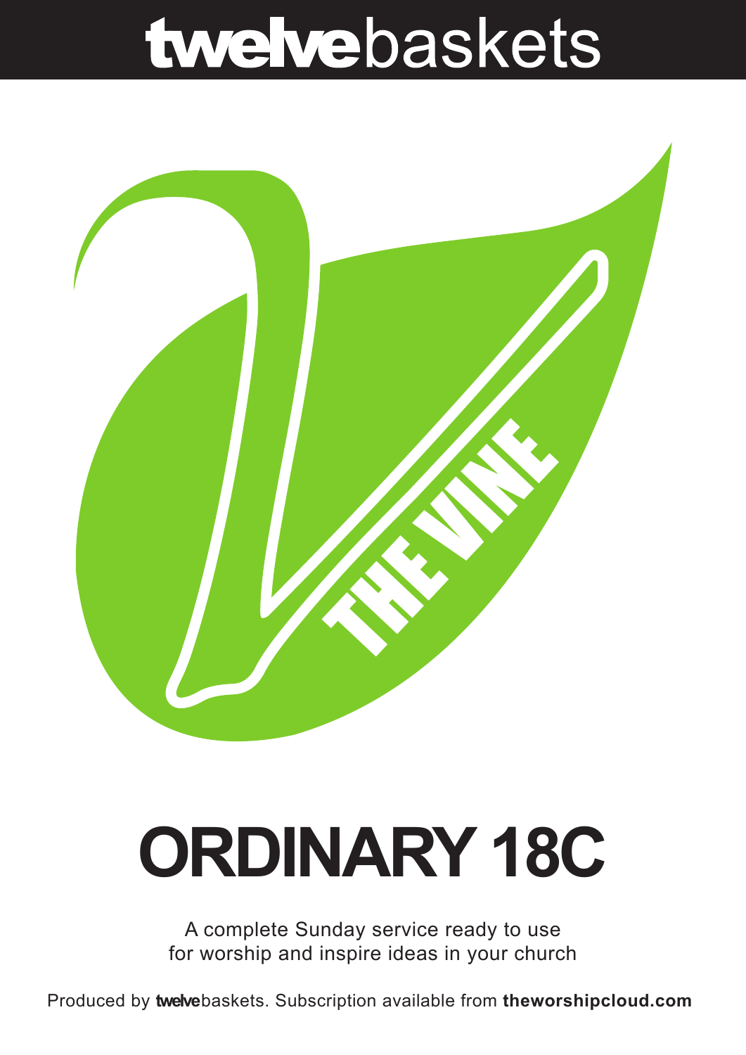# twelvebaskets

THE VINE

# ORDINARY 18C

A complete Sunday service ready to use
for worship and inspire ideas in your church

Produced by **twelve**baskets. Subscription available from **theworshipcloud.com**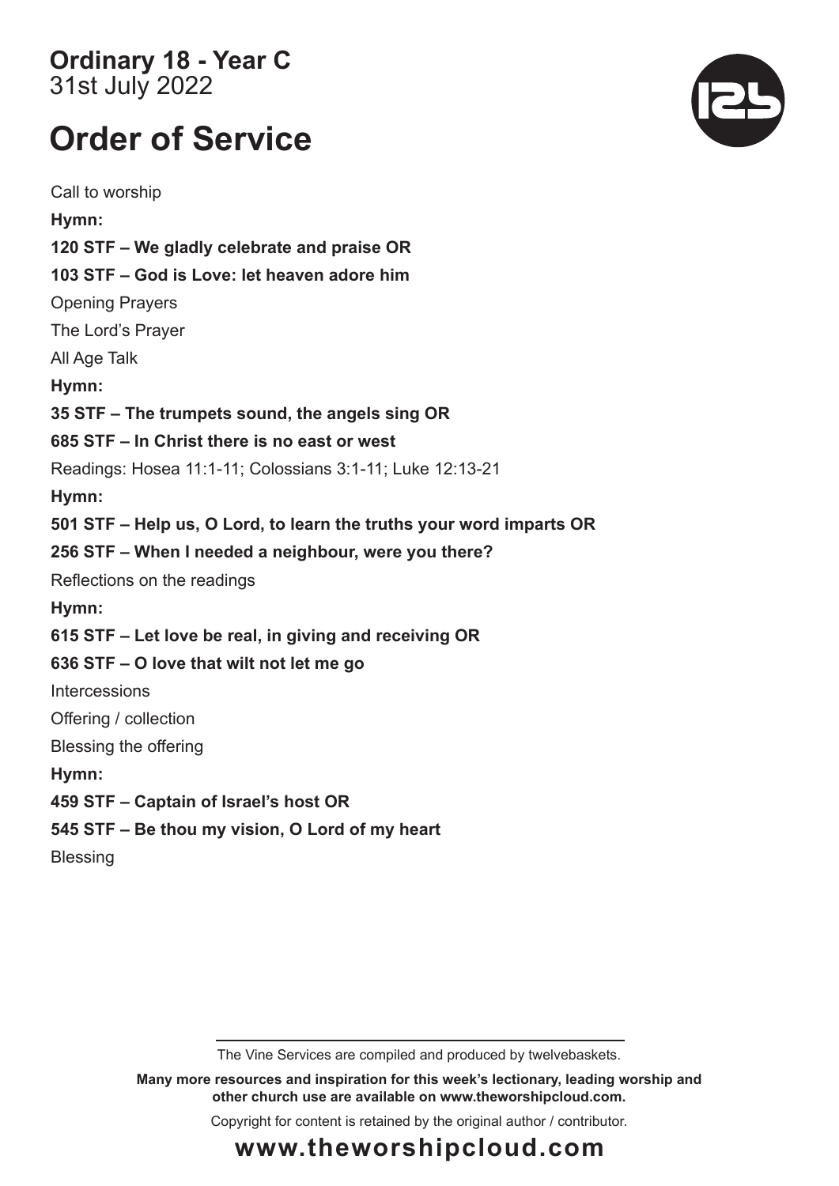**Ordinary 18 - Year C**
31st July 2022

# Order of Service

Call to worship

**Hymn:**

**120 STF – We gladly celebrate and praise OR**

**103 STF – God is Love: let heaven adore him**

Opening Prayers

The Lord's Prayer

All Age Talk

**Hymn:**

**35 STF – The trumpets sound, the angels sing OR**

**685 STF – In Christ there is no east or west**

Readings: Hosea 11:1-11; Colossians 3:1-11; Luke 12:13-21

**Hymn:**

**501 STF – Help us, O Lord, to learn the truths your word imparts OR**

**256 STF – When I needed a neighbour, were you there?**

Reflections on the readings

**Hymn:**

**615 STF – Let love be real, in giving and receiving OR**

**636 STF – O love that wilt not let me go**

Intercessions

Offering / collection

Blessing the offering

**Hymn:**

**459 STF – Captain of Israel's host OR**

**545 STF – Be thou my vision, O Lord of my heart**

Blessing

The Vine Services are compiled and produced by twelvebaskets.

**Many more resources and inspiration for this week's lectionary, leading worship and other church use are available on www.theworshipcloud.com.**

Copyright for content is retained by the original author / contributor.

**www.theworshipcloud.com**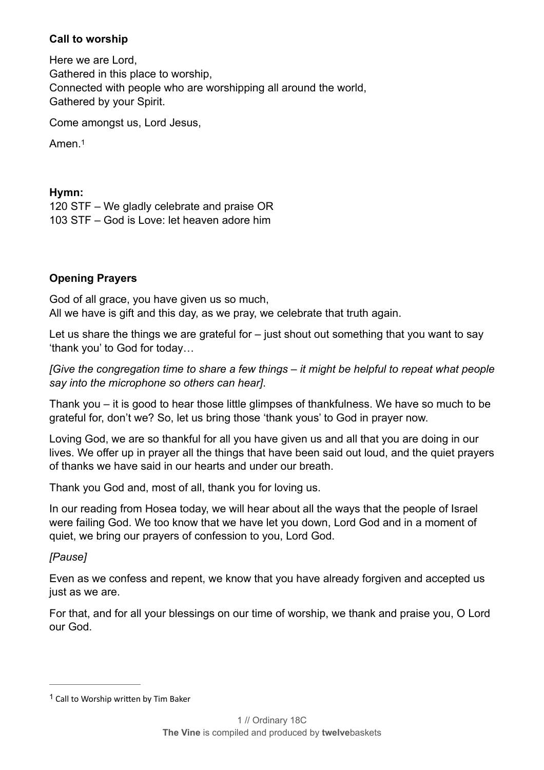**Call to worship**

Here we are Lord,
Gathered in this place to worship,
Connected with people who are worshipping all around the world,
Gathered by your Spirit.

Come amongst us, Lord Jesus,

Amen.[1]

**Hymn:**
120 STF – We gladly celebrate and praise OR
103 STF – God is Love: let heaven adore him

**Opening Prayers**

God of all grace, you have given us so much,
All we have is gift and this day, as we pray, we celebrate that truth again.

Let us share the things we are grateful for – just shout out something that you want to say 'thank you' to God for today…

*[Give the congregation time to share a few things – it might be helpful to repeat what people say into the microphone so others can hear]*.

Thank you – it is good to hear those little glimpses of thankfulness. We have so much to be grateful for, don't we? So, let us bring those 'thank yous' to God in prayer now.

Loving God, we are so thankful for all you have given us and all that you are doing in our lives. We offer up in prayer all the things that have been said out loud, and the quiet prayers of thanks we have said in our hearts and under our breath.

Thank you God and, most of all, thank you for loving us.

In our reading from Hosea today, we will hear about all the ways that the people of Israel were failing God. We too know that we have let you down, Lord God and in a moment of quiet, we bring our prayers of confession to you, Lord God.

*[Pause]*

Even as we confess and repent, we know that you have already forgiven and accepted us just as we are.

For that, and for all your blessings on our time of worship, we thank and praise you, O Lord our God.

---

[1] Call to Worship written by Tim Baker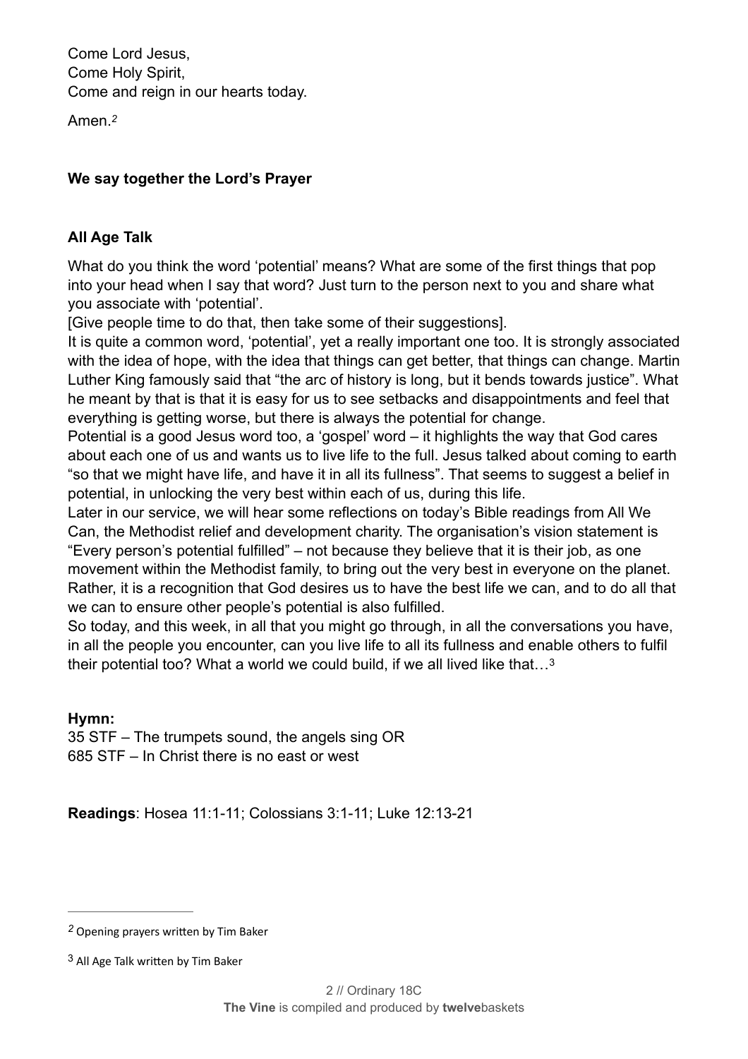Come Lord Jesus,
Come Holy Spirit,
Come and reign in our hearts today.

Amen.[2]

**We say together the Lord's Prayer**

**All Age Talk**

What do you think the word 'potential' means? What are some of the first things that pop into your head when I say that word? Just turn to the person next to you and share what you associate with 'potential'.

[Give people time to do that, then take some of their suggestions].

It is quite a common word, 'potential', yet a really important one too. It is strongly associated with the idea of hope, with the idea that things can get better, that things can change. Martin Luther King famously said that "the arc of history is long, but it bends towards justice". What he meant by that is that it is easy for us to see setbacks and disappointments and feel that everything is getting worse, but there is always the potential for change.

Potential is a good Jesus word too, a 'gospel' word – it highlights the way that God cares about each one of us and wants us to live life to the full. Jesus talked about coming to earth "so that we might have life, and have it in all its fullness". That seems to suggest a belief in potential, in unlocking the very best within each of us, during this life.

Later in our service, we will hear some reflections on today's Bible readings from All We Can, the Methodist relief and development charity. The organisation's vision statement is "Every person's potential fulfilled" – not because they believe that it is their job, as one movement within the Methodist family, to bring out the very best in everyone on the planet. Rather, it is a recognition that God desires us to have the best life we can, and to do all that we can to ensure other people's potential is also fulfilled.

So today, and this week, in all that you might go through, in all the conversations you have, in all the people you encounter, can you live life to all its fullness and enable others to fulfil their potential too? What a world we could build, if we all lived like that…[3]

**Hymn:**
35 STF – The trumpets sound, the angels sing OR
685 STF – In Christ there is no east or west

**Readings**: Hosea 11:1-11; Colossians 3:1-11; Luke 12:13-21

---

[2] Opening prayers written by Tim Baker

[3] All Age Talk written by Tim Baker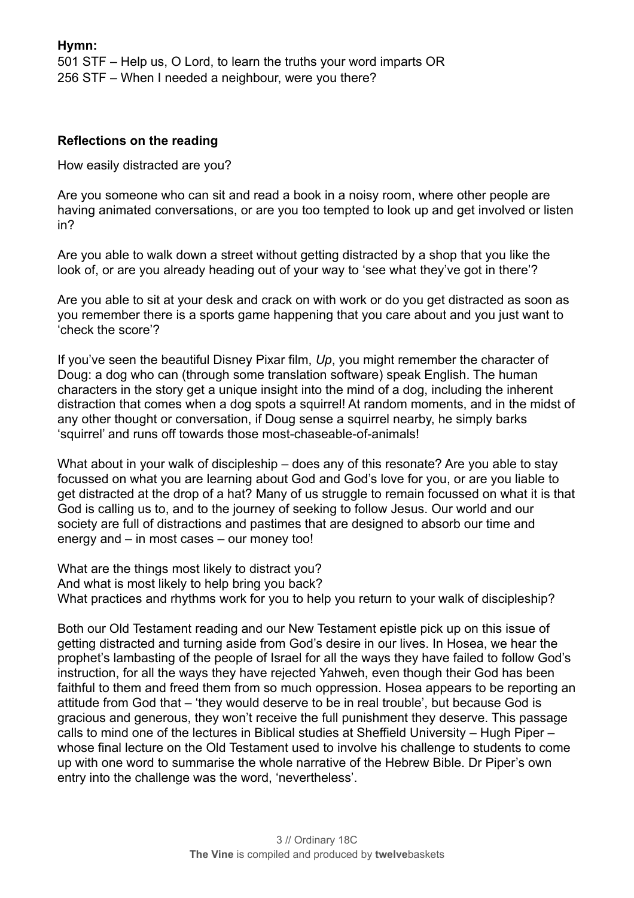**Hymn:**
501 STF – Help us, O Lord, to learn the truths your word imparts OR
256 STF – When I needed a neighbour, were you there?

**Reflections on the reading**

How easily distracted are you?

Are you someone who can sit and read a book in a noisy room, where other people are having animated conversations, or are you too tempted to look up and get involved or listen in?

Are you able to walk down a street without getting distracted by a shop that you like the look of, or are you already heading out of your way to 'see what they've got in there'?

Are you able to sit at your desk and crack on with work or do you get distracted as soon as you remember there is a sports game happening that you care about and you just want to 'check the score'?

If you've seen the beautiful Disney Pixar film, *Up*, you might remember the character of Doug: a dog who can (through some translation software) speak English. The human characters in the story get a unique insight into the mind of a dog, including the inherent distraction that comes when a dog spots a squirrel! At random moments, and in the midst of any other thought or conversation, if Doug sense a squirrel nearby, he simply barks 'squirrel' and runs off towards those most-chaseable-of-animals!

What about in your walk of discipleship – does any of this resonate? Are you able to stay focussed on what you are learning about God and God's love for you, or are you liable to get distracted at the drop of a hat? Many of us struggle to remain focussed on what it is that God is calling us to, and to the journey of seeking to follow Jesus. Our world and our society are full of distractions and pastimes that are designed to absorb our time and energy and – in most cases – our money too!

What are the things most likely to distract you?
And what is most likely to help bring you back?
What practices and rhythms work for you to help you return to your walk of discipleship?

Both our Old Testament reading and our New Testament epistle pick up on this issue of getting distracted and turning aside from God's desire in our lives. In Hosea, we hear the prophet's lambasting of the people of Israel for all the ways they have failed to follow God's instruction, for all the ways they have rejected Yahweh, even though their God has been faithful to them and freed them from so much oppression. Hosea appears to be reporting an attitude from God that – 'they would deserve to be in real trouble', but because God is gracious and generous, they won't receive the full punishment they deserve. This passage calls to mind one of the lectures in Biblical studies at Sheffield University – Hugh Piper – whose final lecture on the Old Testament used to involve his challenge to students to come up with one word to summarise the whole narrative of the Hebrew Bible. Dr Piper's own entry into the challenge was the word, 'nevertheless'.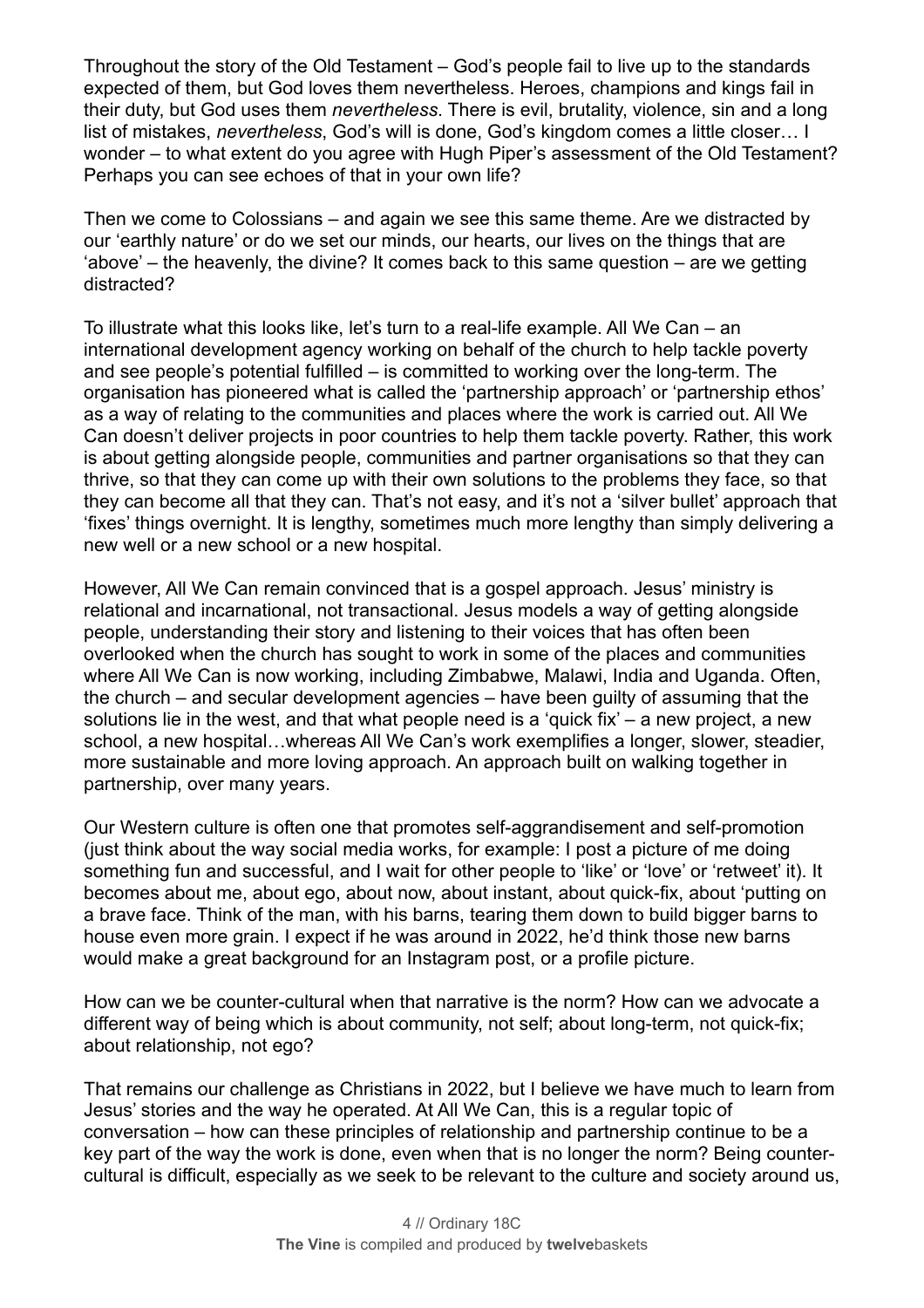Throughout the story of the Old Testament – God's people fail to live up to the standards expected of them, but God loves them nevertheless. Heroes, champions and kings fail in their duty, but God uses them *nevertheless*. There is evil, brutality, violence, sin and a long list of mistakes, *nevertheless*, God's will is done, God's kingdom comes a little closer… I wonder – to what extent do you agree with Hugh Piper's assessment of the Old Testament? Perhaps you can see echoes of that in your own life?

Then we come to Colossians – and again we see this same theme. Are we distracted by our 'earthly nature' or do we set our minds, our hearts, our lives on the things that are 'above' – the heavenly, the divine? It comes back to this same question – are we getting distracted?

To illustrate what this looks like, let's turn to a real-life example. All We Can – an international development agency working on behalf of the church to help tackle poverty and see people's potential fulfilled – is committed to working over the long-term. The organisation has pioneered what is called the 'partnership approach' or 'partnership ethos' as a way of relating to the communities and places where the work is carried out. All We Can doesn't deliver projects in poor countries to help them tackle poverty. Rather, this work is about getting alongside people, communities and partner organisations so that they can thrive, so that they can come up with their own solutions to the problems they face, so that they can become all that they can. That's not easy, and it's not a 'silver bullet' approach that 'fixes' things overnight. It is lengthy, sometimes much more lengthy than simply delivering a new well or a new school or a new hospital.

However, All We Can remain convinced that is a gospel approach. Jesus' ministry is relational and incarnational, not transactional. Jesus models a way of getting alongside people, understanding their story and listening to their voices that has often been overlooked when the church has sought to work in some of the places and communities where All We Can is now working, including Zimbabwe, Malawi, India and Uganda. Often, the church – and secular development agencies – have been guilty of assuming that the solutions lie in the west, and that what people need is a 'quick fix' – a new project, a new school, a new hospital…whereas All We Can's work exemplifies a longer, slower, steadier, more sustainable and more loving approach. An approach built on walking together in partnership, over many years.

Our Western culture is often one that promotes self-aggrandisement and self-promotion (just think about the way social media works, for example: I post a picture of me doing something fun and successful, and I wait for other people to 'like' or 'love' or 'retweet' it). It becomes about me, about ego, about now, about instant, about quick-fix, about 'putting on a brave face. Think of the man, with his barns, tearing them down to build bigger barns to house even more grain. I expect if he was around in 2022, he'd think those new barns would make a great background for an Instagram post, or a profile picture.

How can we be counter-cultural when that narrative is the norm? How can we advocate a different way of being which is about community, not self; about long-term, not quick-fix; about relationship, not ego?

That remains our challenge as Christians in 2022, but I believe we have much to learn from Jesus' stories and the way he operated. At All We Can, this is a regular topic of conversation – how can these principles of relationship and partnership continue to be a key part of the way the work is done, even when that is no longer the norm? Being counter-cultural is difficult, especially as we seek to be relevant to the culture and society around us,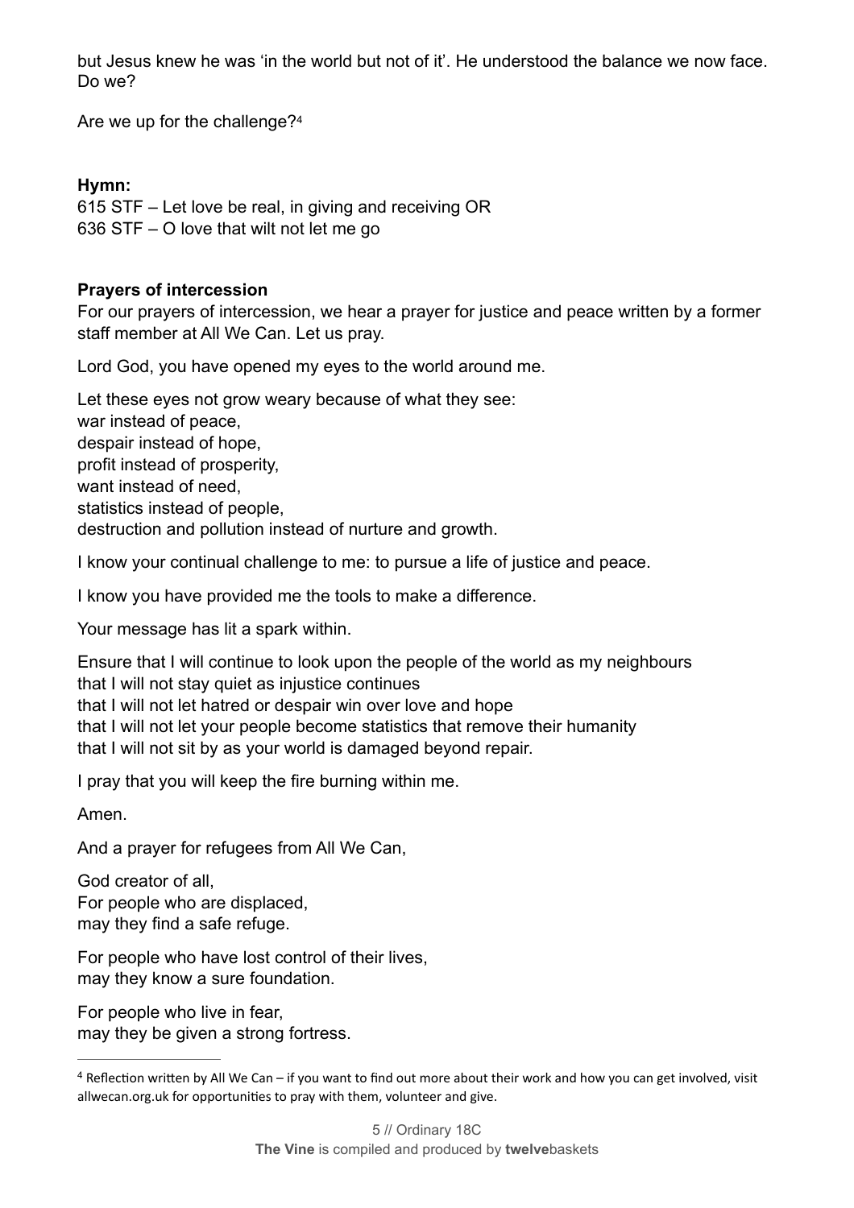but Jesus knew he was 'in the world but not of it'. He understood the balance we now face. Do we?

Are we up for the challenge?[4]

**Hymn:**
615 STF – Let love be real, in giving and receiving OR
636 STF – O love that wilt not let me go

**Prayers of intercession**
For our prayers of intercession, we hear a prayer for justice and peace written by a former staff member at All We Can. Let us pray.

Lord God, you have opened my eyes to the world around me.

Let these eyes not grow weary because of what they see:
war instead of peace,
despair instead of hope,
profit instead of prosperity,
want instead of need,
statistics instead of people,
destruction and pollution instead of nurture and growth.

I know your continual challenge to me: to pursue a life of justice and peace.

I know you have provided me the tools to make a difference.

Your message has lit a spark within.

Ensure that I will continue to look upon the people of the world as my neighbours
that I will not stay quiet as injustice continues
that I will not let hatred or despair win over love and hope
that I will not let your people become statistics that remove their humanity
that I will not sit by as your world is damaged beyond repair.

I pray that you will keep the fire burning within me.

Amen.

And a prayer for refugees from All We Can,

God creator of all,
For people who are displaced,
may they find a safe refuge.

For people who have lost control of their lives,
may they know a sure foundation.

For people who live in fear,
may they be given a strong fortress.

---

[4] Reflection written by All We Can – if you want to find out more about their work and how you can get involved, visit allwecan.org.uk for opportunities to pray with them, volunteer and give.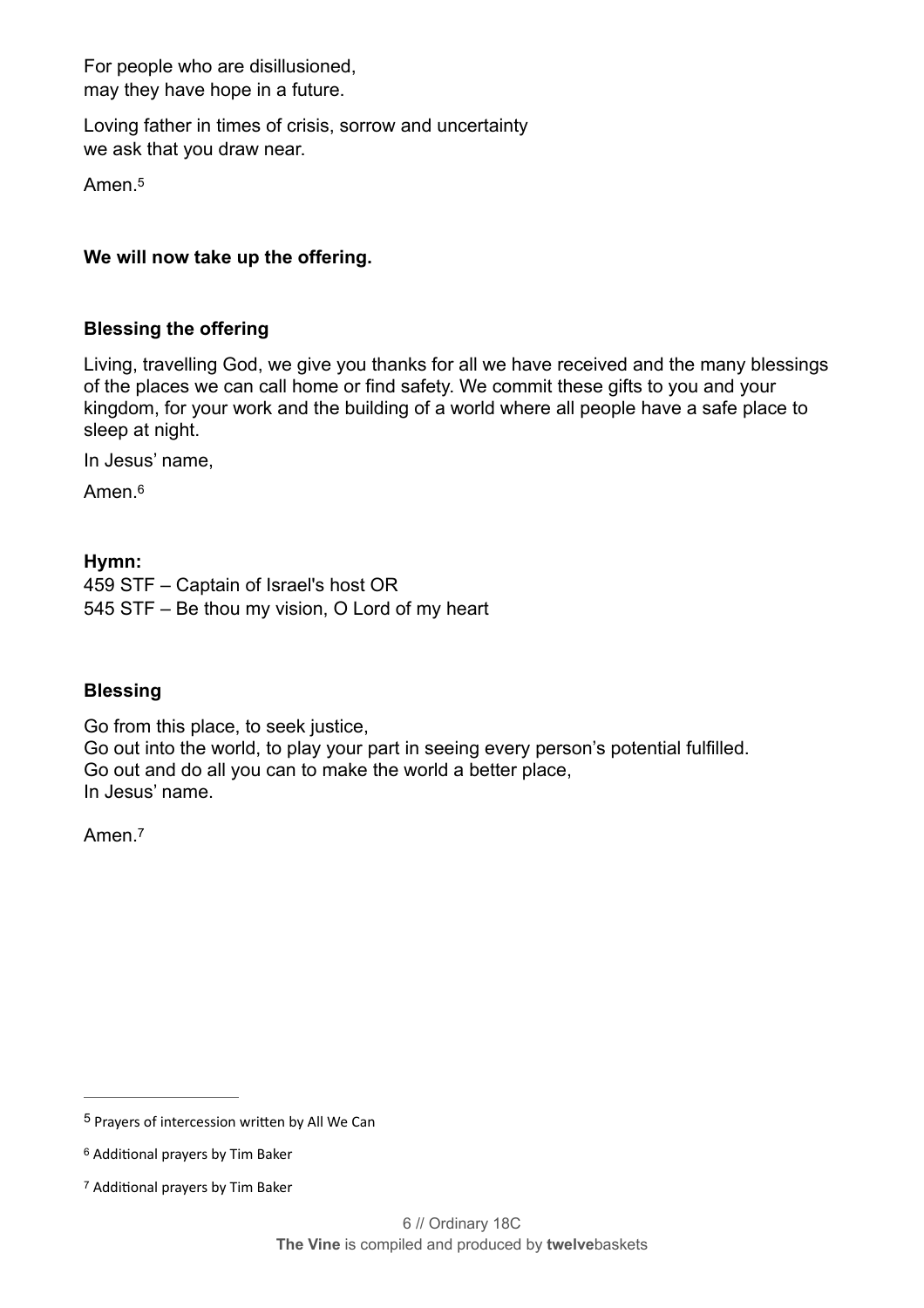For people who are disillusioned,
may they have hope in a future.

Loving father in times of crisis, sorrow and uncertainty
we ask that you draw near.

Amen.[5]

**We will now take up the offering.**

**Blessing the offering**

Living, travelling God, we give you thanks for all we have received and the many blessings of the places we can call home or find safety. We commit these gifts to you and your kingdom, for your work and the building of a world where all people have a safe place to sleep at night.

In Jesus' name,

Amen.[6]

**Hymn:**
459 STF – Captain of Israel's host OR
545 STF – Be thou my vision, O Lord of my heart

**Blessing**

Go from this place, to seek justice,
Go out into the world, to play your part in seeing every person's potential fulfilled.
Go out and do all you can to make the world a better place,
In Jesus' name.

Amen.[7]

---

[5] Prayers of intercession written by All We Can

[6] Additional prayers by Tim Baker

[7] Additional prayers by Tim Baker